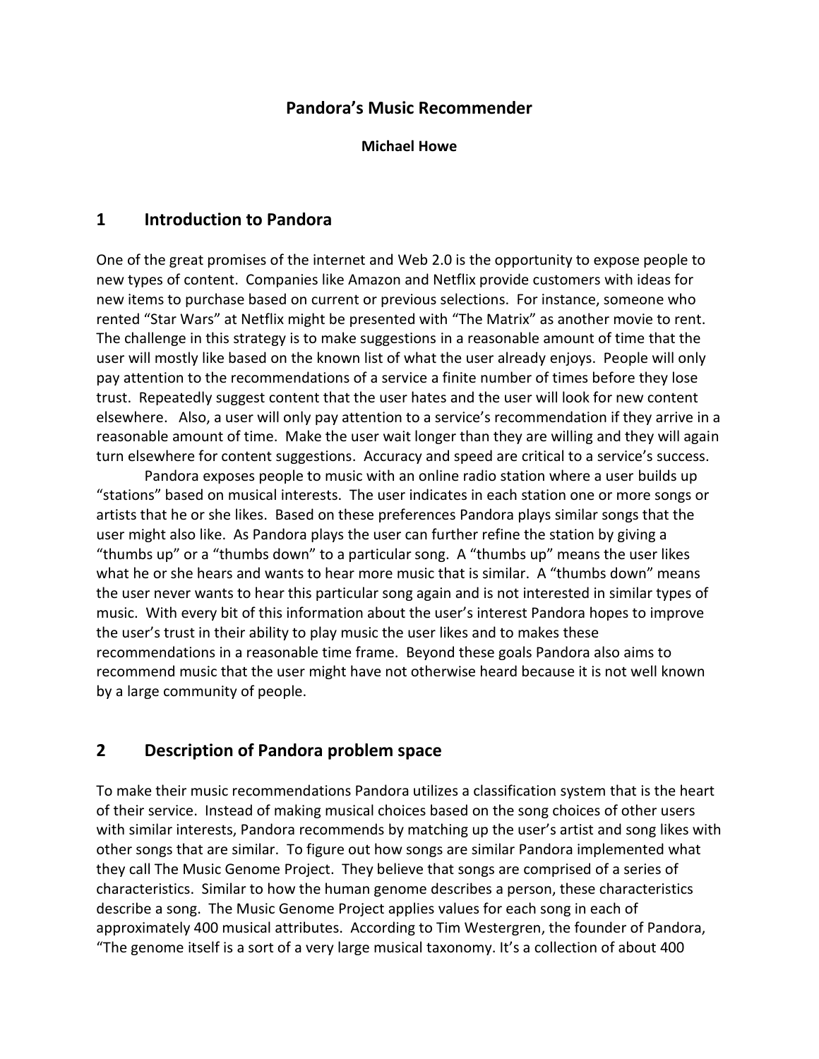# Pandora's Music Recommender

**Michael Howe**

## 1 Introduction to Pandora

One of the great promises of the internet and Web 2.0 is the opportunity to expose people to new types of content. Companies like Amazon and Netflix provide customers with ideas for new items to purchase based on current or previous selections. For instance, someone who rented "Star Wars" at Netflix might be presented with "The Matrix" as another movie to rent. The challenge in this strategy is to make suggestions in a reasonable amount of time that the user will mostly like based on the known list of what the user already enjoys. People will only pay attention to the recommendations of a service a finite number of times before they lose trust. Repeatedly suggest content that the user hates and the user will look for new content elsewhere. Also, a user will only pay attention to a service's recommendation if they arrive in a reasonable amount of time. Make the user wait longer than they are willing and they will again turn elsewhere for content suggestions. Accuracy and speed are critical to a service's success.

Pandora exposes people to music with an online radio station where a user builds up "stations" based on musical interests. The user indicates in each station one or more songs or artists that he or she likes. Based on these preferences Pandora plays similar songs that the user might also like. As Pandora plays the user can further refine the station by giving a "thumbs up" or a "thumbs down" to a particular song. A "thumbs up" means the user likes what he or she hears and wants to hear more music that is similar. A "thumbs down" means the user never wants to hear this particular song again and is not interested in similar types of music. With every bit of this information about the user's interest Pandora hopes to improve the user's trust in their ability to play music the user likes and to makes these recommendations in a reasonable time frame. Beyond these goals Pandora also aims to recommend music that the user might have not otherwise heard because it is not well known by a large community of people.

## 2 Description of Pandora problem space

To make their music recommendations Pandora utilizes a classification system that is the heart of their service. Instead of making musical choices based on the song choices of other users with similar interests, Pandora recommends by matching up the user's artist and song likes with other songs that are similar. To figure out how songs are similar Pandora implemented what they call The Music Genome Project. They believe that songs are comprised of a series of characteristics. Similar to how the human genome describes a person, these characteristics describe a song. The Music Genome Project applies values for each song in each of approximately 400 musical attributes. According to Tim Westergren, the founder of Pandora, "The genome itself is a sort of a very large musical taxonomy. It's a collection of about 400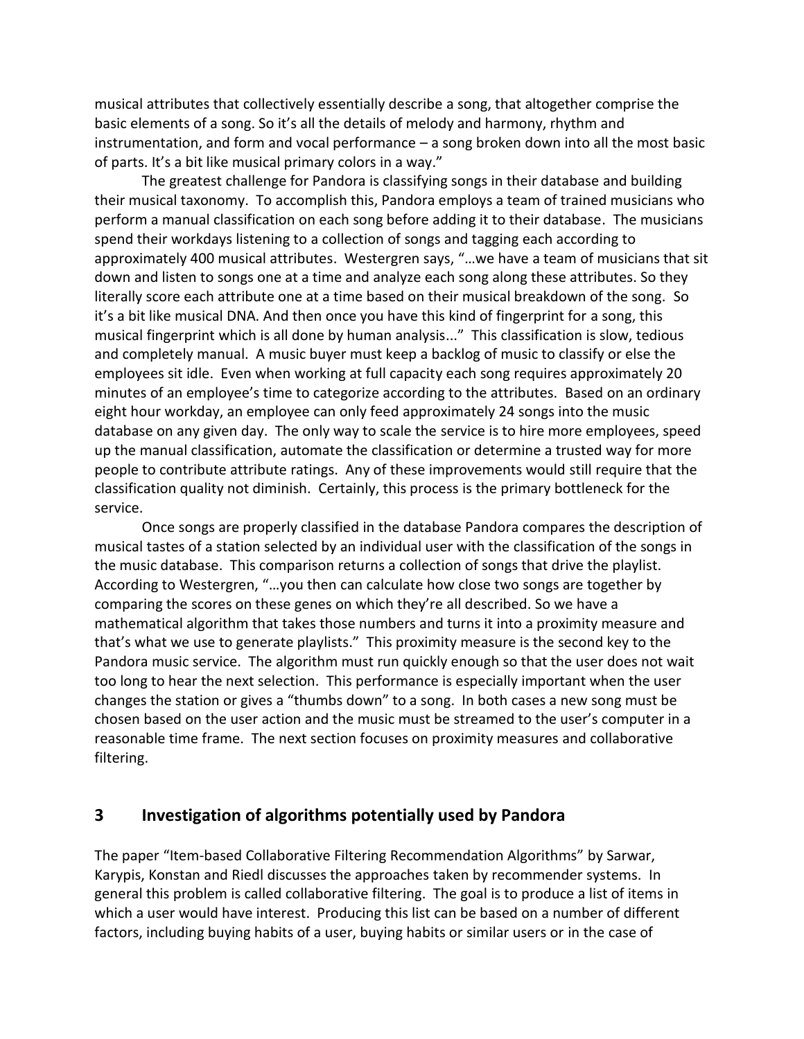musical attributes that collectively essentially describe a song, that altogether comprise the basic elements of a song. So it's all the details of melody and harmony, rhythm and instrumentation, and form and vocal performance – a song broken down into all the most basic of parts. It's a bit like musical primary colors in a way."

The greatest challenge for Pandora is classifying songs in their database and building their musical taxonomy. To accomplish this, Pandora employs a team of trained musicians who perform a manual classification on each song before adding it to their database. The musicians spend their workdays listening to a collection of songs and tagging each according to approximately 400 musical attributes. Westergren says, "…we have a team of musicians that sit down and listen to songs one at a time and analyze each song along these attributes. So they literally score each attribute one at a time based on their musical breakdown of the song. So it's a bit like musical DNA. And then once you have this kind of fingerprint for a song, this musical fingerprint which is all done by human analysis..." This classification is slow, tedious and completely manual. A music buyer must keep a backlog of music to classify or else the employees sit idle. Even when working at full capacity each song requires approximately 20 minutes of an employee's time to categorize according to the attributes. Based on an ordinary eight hour workday, an employee can only feed approximately 24 songs into the music database on any given day. The only way to scale the service is to hire more employees, speed up the manual classification, automate the classification or determine a trusted way for more people to contribute attribute ratings. Any of these improvements would still require that the classification quality not diminish. Certainly, this process is the primary bottleneck for the service.

Once songs are properly classified in the database Pandora compares the description of musical tastes of a station selected by an individual user with the classification of the songs in the music database. This comparison returns a collection of songs that drive the playlist. According to Westergren, "…you then can calculate how close two songs are together by comparing the scores on these genes on which they're all described. So we have a mathematical algorithm that takes those numbers and turns it into a proximity measure and that's what we use to generate playlists." This proximity measure is the second key to the Pandora music service. The algorithm must run quickly enough so that the user does not wait too long to hear the next selection. This performance is especially important when the user changes the station or gives a "thumbs down" to a song. In both cases a new song must be chosen based on the user action and the music must be streamed to the user's computer in a reasonable time frame. The next section focuses on proximity measures and collaborative filtering.

## 3 Investigation of algorithms potentially used by Pandora

The paper "Item-based Collaborative Filtering Recommendation Algorithms" by Sarwar, Karypis, Konstan and Riedl discusses the approaches taken by recommender systems. In general this problem is called collaborative filtering. The goal is to produce a list of items in which a user would have interest. Producing this list can be based on a number of different factors, including buying habits of a user, buying habits or similar users or in the case of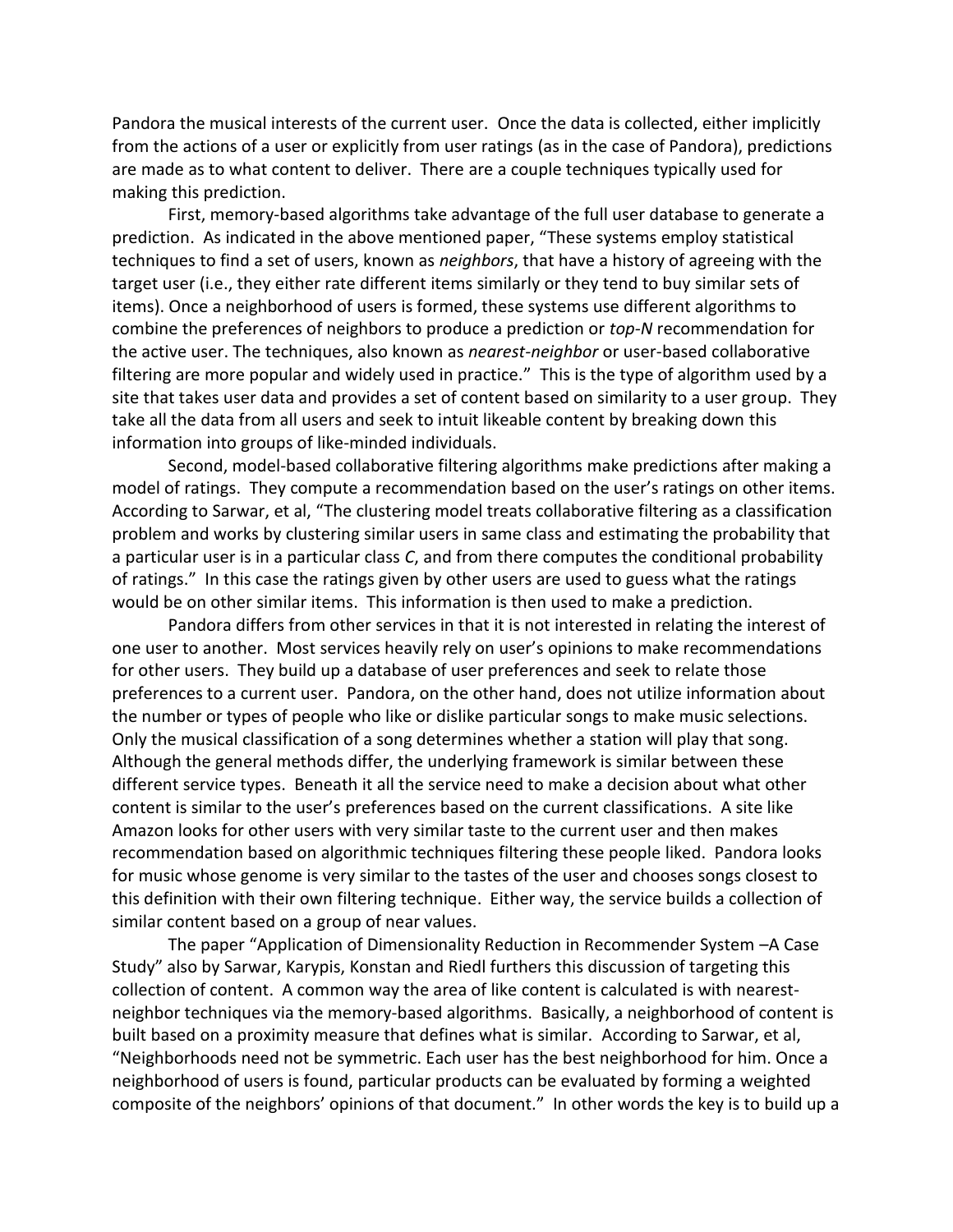Pandora the musical interests of the current user. Once the data is collected, either implicitly from the actions of a user or explicitly from user ratings (as in the case of Pandora), predictions are made as to what content to deliver. There are a couple techniques typically used for making this prediction.

First, memory-based algorithms take advantage of the full user database to generate a prediction. As indicated in the above mentioned paper, "These systems employ statistical techniques to find a set of users, known as *neighbors*, that have a history of agreeing with the target user (i.e., they either rate different items similarly or they tend to buy similar sets of items). Once a neighborhood of users is formed, these systems use different algorithms to combine the preferences of neighbors to produce a prediction or *top-N* recommendation for the active user. The techniques, also known as *nearest-neighbor* or user-based collaborative filtering are more popular and widely used in practice." This is the type of algorithm used by a site that takes user data and provides a set of content based on similarity to a user group. They take all the data from all users and seek to intuit likeable content by breaking down this information into groups of like-minded individuals.

Second, model-based collaborative filtering algorithms make predictions after making a model of ratings. They compute a recommendation based on the user's ratings on other items. According to Sarwar, et al, "The clustering model treats collaborative filtering as a classification problem and works by clustering similar users in same class and estimating the probability that a particular user is in a particular class *C*, and from there computes the conditional probability of ratings." In this case the ratings given by other users are used to guess what the ratings would be on other similar items. This information is then used to make a prediction.

Pandora differs from other services in that it is not interested in relating the interest of one user to another. Most services heavily rely on user's opinions to make recommendations for other users. They build up a database of user preferences and seek to relate those preferences to a current user. Pandora, on the other hand, does not utilize information about the number or types of people who like or dislike particular songs to make music selections. Only the musical classification of a song determines whether a station will play that song. Although the general methods differ, the underlying framework is similar between these different service types. Beneath it all the service need to make a decision about what other content is similar to the user's preferences based on the current classifications. A site like Amazon looks for other users with very similar taste to the current user and then makes recommendation based on algorithmic techniques filtering these people liked. Pandora looks for music whose genome is very similar to the tastes of the user and chooses songs closest to this definition with their own filtering technique. Either way, the service builds a collection of similar content based on a group of near values.

The paper "Application of Dimensionality Reduction in Recommender System –A Case Study" also by Sarwar, Karypis, Konstan and Riedl furthers this discussion of targeting this collection of content. A common way the area of like content is calculated is with nearest-neighbor techniques via the memory-based algorithms. Basically, a neighborhood of content is built based on a proximity measure that defines what is similar. According to Sarwar, et al, "Neighborhoods need not be symmetric. Each user has the best neighborhood for him. Once a neighborhood of users is found, particular products can be evaluated by forming a weighted composite of the neighbors' opinions of that document." In other words the key is to build up a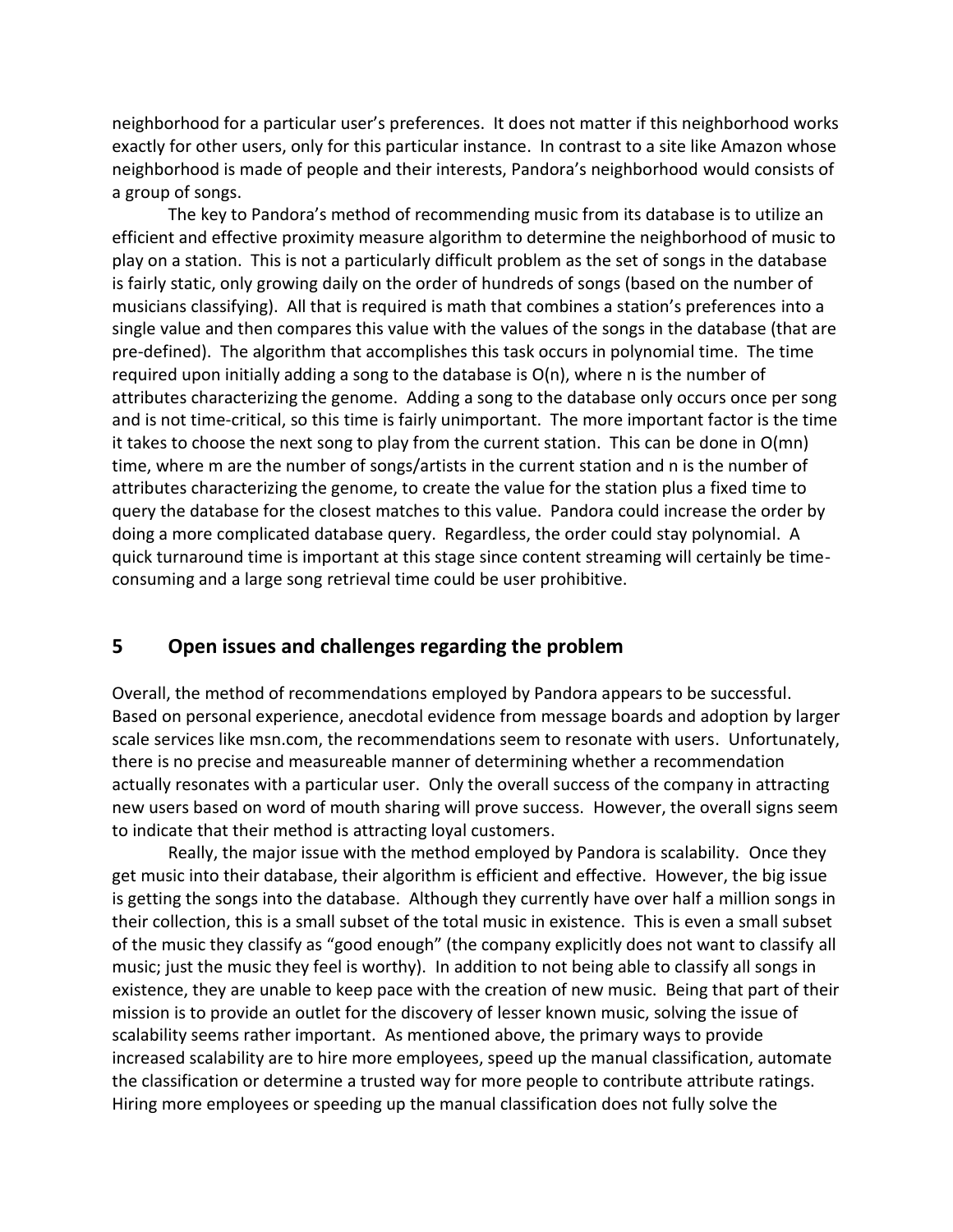neighborhood for a particular user's preferences. It does not matter if this neighborhood works exactly for other users, only for this particular instance. In contrast to a site like Amazon whose neighborhood is made of people and their interests, Pandora's neighborhood would consists of a group of songs.

The key to Pandora's method of recommending music from its database is to utilize an efficient and effective proximity measure algorithm to determine the neighborhood of music to play on a station. This is not a particularly difficult problem as the set of songs in the database is fairly static, only growing daily on the order of hundreds of songs (based on the number of musicians classifying). All that is required is math that combines a station's preferences into a single value and then compares this value with the values of the songs in the database (that are pre-defined). The algorithm that accomplishes this task occurs in polynomial time. The time required upon initially adding a song to the database is $O(n)$, where n is the number of attributes characterizing the genome. Adding a song to the database only occurs once per song and is not time-critical, so this time is fairly unimportant. The more important factor is the time it takes to choose the next song to play from the current station. This can be done in $O(mn)$ time, where m are the number of songs/artists in the current station and n is the number of attributes characterizing the genome, to create the value for the station plus a fixed time to query the database for the closest matches to this value. Pandora could increase the order by doing a more complicated database query. Regardless, the order could stay polynomial. A quick turnaround time is important at this stage since content streaming will certainly be time-consuming and a large song retrieval time could be user prohibitive.

## 5 Open issues and challenges regarding the problem

Overall, the method of recommendations employed by Pandora appears to be successful. Based on personal experience, anecdotal evidence from message boards and adoption by larger scale services like msn.com, the recommendations seem to resonate with users. Unfortunately, there is no precise and measureable manner of determining whether a recommendation actually resonates with a particular user. Only the overall success of the company in attracting new users based on word of mouth sharing will prove success. However, the overall signs seem to indicate that their method is attracting loyal customers.

Really, the major issue with the method employed by Pandora is scalability. Once they get music into their database, their algorithm is efficient and effective. However, the big issue is getting the songs into the database. Although they currently have over half a million songs in their collection, this is a small subset of the total music in existence. This is even a small subset of the music they classify as "good enough" (the company explicitly does not want to classify all music; just the music they feel is worthy). In addition to not being able to classify all songs in existence, they are unable to keep pace with the creation of new music. Being that part of their mission is to provide an outlet for the discovery of lesser known music, solving the issue of scalability seems rather important. As mentioned above, the primary ways to provide increased scalability are to hire more employees, speed up the manual classification, automate the classification or determine a trusted way for more people to contribute attribute ratings. Hiring more employees or speeding up the manual classification does not fully solve the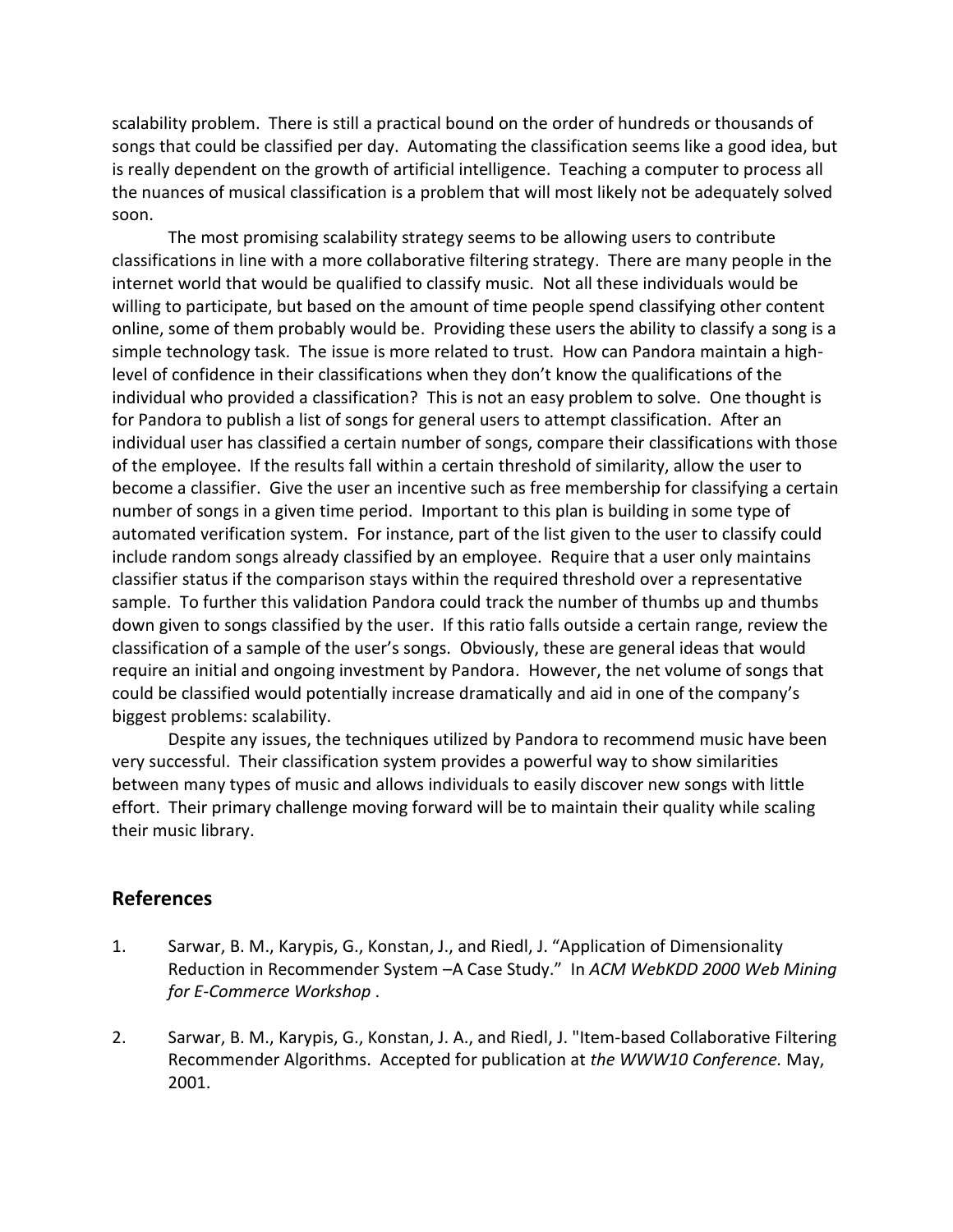scalability problem. There is still a practical bound on the order of hundreds or thousands of songs that could be classified per day. Automating the classification seems like a good idea, but is really dependent on the growth of artificial intelligence. Teaching a computer to process all the nuances of musical classification is a problem that will most likely not be adequately solved soon.

The most promising scalability strategy seems to be allowing users to contribute classifications in line with a more collaborative filtering strategy. There are many people in the internet world that would be qualified to classify music. Not all these individuals would be willing to participate, but based on the amount of time people spend classifying other content online, some of them probably would be. Providing these users the ability to classify a song is a simple technology task. The issue is more related to trust. How can Pandora maintain a high-level of confidence in their classifications when they don't know the qualifications of the individual who provided a classification? This is not an easy problem to solve. One thought is for Pandora to publish a list of songs for general users to attempt classification. After an individual user has classified a certain number of songs, compare their classifications with those of the employee. If the results fall within a certain threshold of similarity, allow the user to become a classifier. Give the user an incentive such as free membership for classifying a certain number of songs in a given time period. Important to this plan is building in some type of automated verification system. For instance, part of the list given to the user to classify could include random songs already classified by an employee. Require that a user only maintains classifier status if the comparison stays within the required threshold over a representative sample. To further this validation Pandora could track the number of thumbs up and thumbs down given to songs classified by the user. If this ratio falls outside a certain range, review the classification of a sample of the user's songs. Obviously, these are general ideas that would require an initial and ongoing investment by Pandora. However, the net volume of songs that could be classified would potentially increase dramatically and aid in one of the company's biggest problems: scalability.

Despite any issues, the techniques utilized by Pandora to recommend music have been very successful. Their classification system provides a powerful way to show similarities between many types of music and allows individuals to easily discover new songs with little effort. Their primary challenge moving forward will be to maintain their quality while scaling their music library.

## References

1. Sarwar, B. M., Karypis, G., Konstan, J., and Riedl, J. "Application of Dimensionality Reduction in Recommender System –A Case Study." In *ACM WebKDD 2000 Web Mining for E-Commerce Workshop* .

2. Sarwar, B. M., Karypis, G., Konstan, J. A., and Riedl, J. "Item-based Collaborative Filtering Recommender Algorithms. Accepted for publication at *the WWW10 Conference.* May, 2001.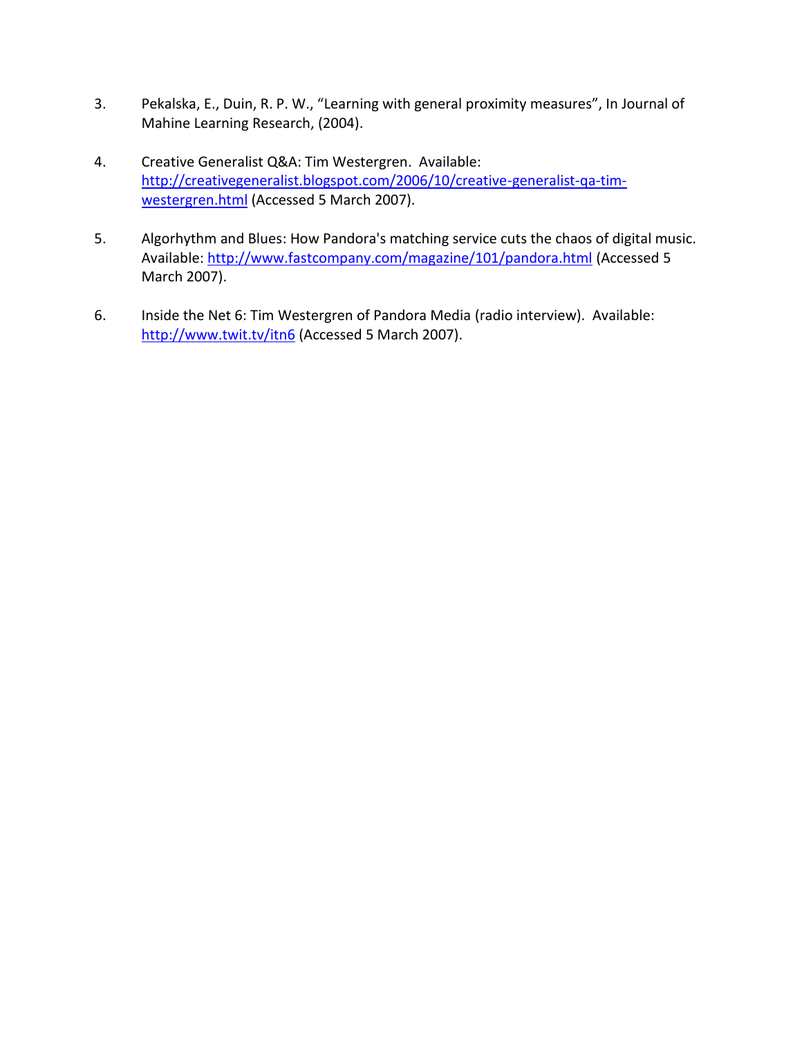3. Pekalska, E., Duin, R. P. W., “Learning with general proximity measures”, In Journal of Mahine Learning Research, (2004).

4. Creative Generalist Q&A: Tim Westergren. Available: http://creativegeneralist.blogspot.com/2006/10/creative-generalist-qa-tim-westergren.html (Accessed 5 March 2007).

5. Algorhythm and Blues: How Pandora's matching service cuts the chaos of digital music. Available: http://www.fastcompany.com/magazine/101/pandora.html (Accessed 5 March 2007).

6. Inside the Net 6: Tim Westergren of Pandora Media (radio interview). Available: http://www.twit.tv/itn6 (Accessed 5 March 2007).